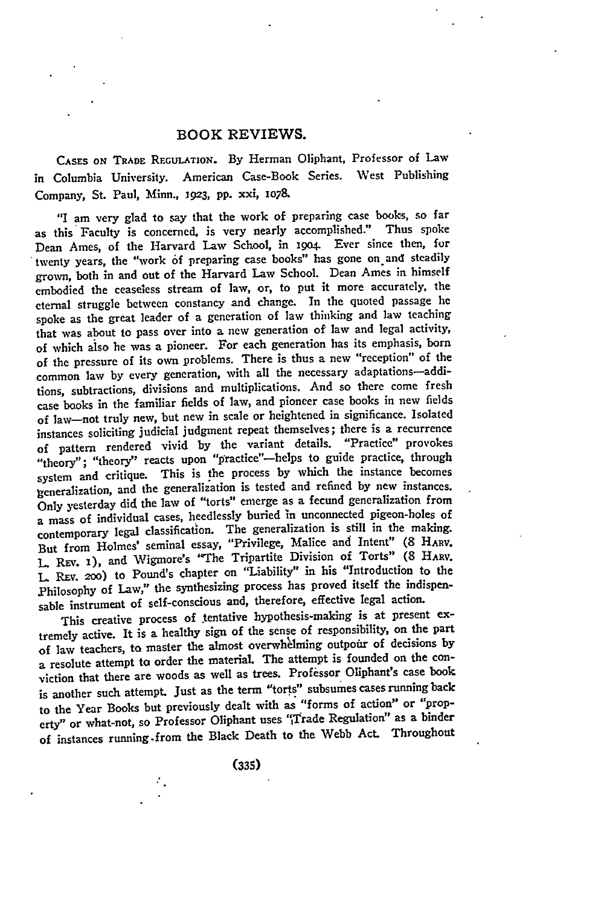# BOOK REVIEWS.

CASES ON TRADE REGULATION. By Herman Oliphant, Professor of Law in Columbia University. American Case-Book Series. West Publishing Company, St. Paul, Minn., 1923, pp. xxi, 1078.

"I am very glad to say that the work of preparing case books, so far as this Faculty is concerned, is very nearly accomplished." Thus spoke Dean Ames, of the Harvard Law School, in 1904. Ever since then, for twenty years, the "work of preparing case books" has gone on and steadily grown, both in and out of the Harvard Law School. Dean Ames in himself embodied the ceaseless stream of law, or, to put it more accurately, the eternal struggle between constancy and change. In the quoted passage he spoke as the great leader of a generation of law thinking and law teaching that was about to pass over into a new generation of law and legal activity, of which also he was a pioneer. For each generation has its emphasis, born of the pressure of its own problems. There is thus a new "reception" of the common law by every generation, with all the necessary adaptations—additions, subtractions, divisions and multiplications. And so there come fresh case books in the familiar fields of law, and pioneer case books in new fields of law—not truly new, but new in scale or heightened in significance. Isolated instances soliciting judicial judgment repeat themselves; there is a recurrence of pattern rendered vivid by the variant details. "Practice" provokes "theory"; "theory" reacts upon "practice"—helps to guide practice, through system and critique. This is the process by which the instance becomes generalization, and the generalization is tested and refined by new instances. Only yesterday did the law of "torts" emerge as a fecund generalization from a mass of individual cases, heedlessly buried in unconnected pigeon-holes of contemporary legal classification. The generalization is still in the making. But from Holmes' seminal essay, "Privilege, Malice and Intent" (8 HARV. L. REV. 1), and Wigmore's "The Tripartite Division of Torts" (8 HARV. L. REV. 200) to Pound's chapter on "Liability" in his "Introduction to the Philosophy of Law," the synthesizing process has proved itself the indispensable instrument of self-conscious and, therefore, effective legal action.

This creative process of tentative hypothesis-making is at present extremely active. It is a healthy sign of the sense of responsibility, on the part of law teachers, to master the almost overwhelming outpour of decisions by a resolute attempt to order the material. The attempt is founded on the conviction that there are woods as well as trees. Professor Oliphant's case book is another such attempt. Just as the term "torts" subsumes cases running back to the Year Books but previously dealt with as "forms of action" or "property" or what-not, so Professor Oliphant uses "Trade Regulation" as a binder of instances running from the Black Death to the Webb Act. Throughout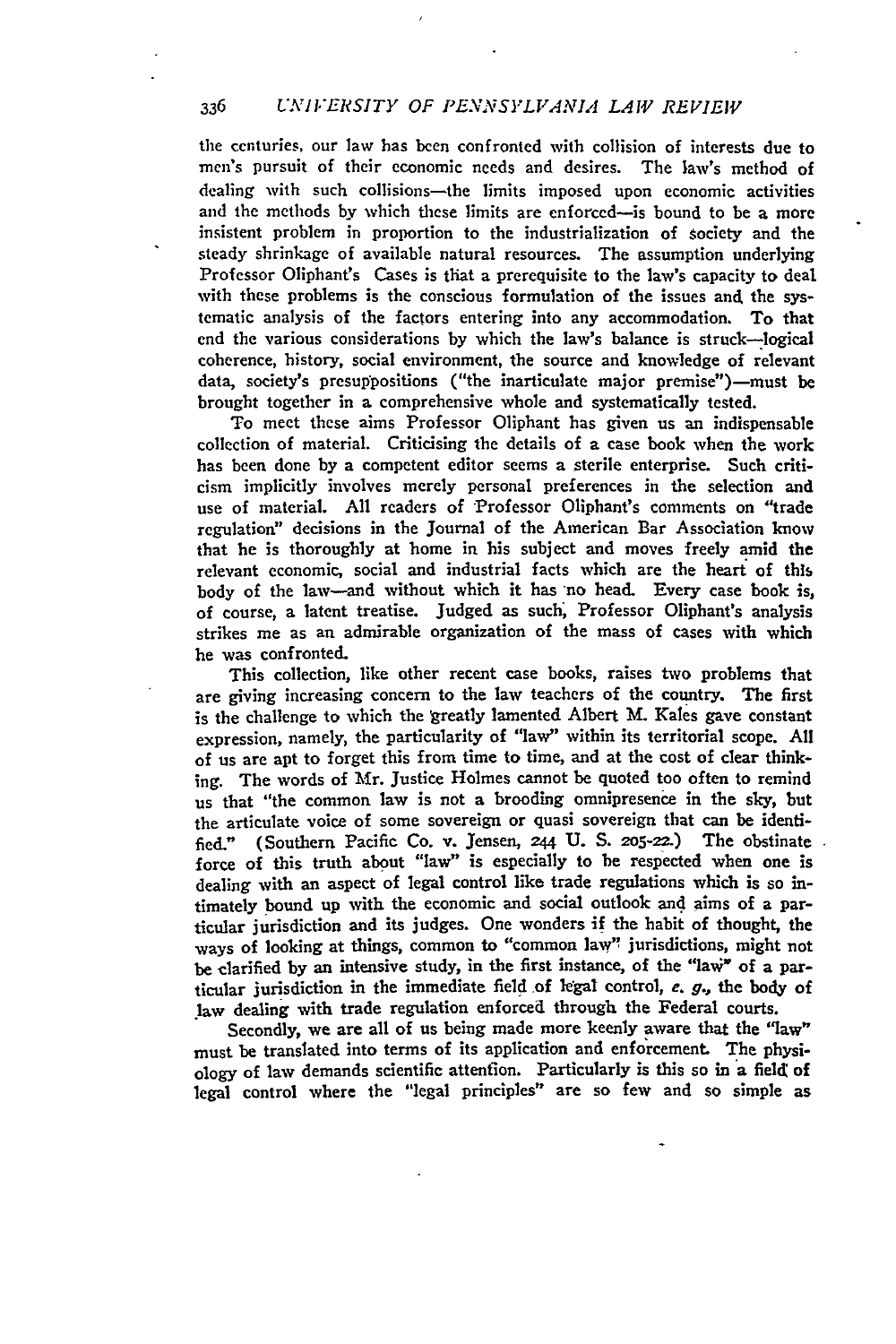the centuries, our law has been confronted with collision of interests due to men's pursuit of their economic needs and desires. The law's method of dealing with such collisions—the limits imposed upon economic activities and the methods by which these limits are enforced—is bound to be a more insistent problem in proportion to the industrialization of society and the steady shrinkage of available natural resources. The assumption underlying Professor Oliphant's Cases is that a prerequisite to the law's capacity to deal with these problems is the conscious formulation of the issues and the systematic analysis of the factors entering into any accommodation. To that end the various considerations by which the law's balance is struck—logical coherence, history, social environment, the source and knowledge of relevant data, society's presuppositions ("the inarticulate major premise")—must be brought together in a comprehensive whole and systematically tested.

To meet these aims Professor Oliphant has given us an indispensable collection of material. Criticising the details of a case book when the work has been done by a competent editor seems a sterile enterprise. Such criticism implicitly involves merely personal preferences in the selection and use of material. All readers of Professor Oliphant's comments on "trade regulation" decisions in the Journal of the American Bar Association know that he is thoroughly at home in his subject and moves freely amid the relevant economic, social and industrial facts which are the heart of this body of the law—and without which it has no head. Every case book is, of course, a latent treatise. Judged as such, Professor Oliphant's analysis strikes me as an admirable organization of the mass of cases with which he was confronted.

This collection, like other recent case books, raises two problems that are giving increasing concern to the law teachers of the country. The first is the challenge to which the greatly lamented Albert M. Kales gave constant expression, namely, the particularity of "law" within its territorial scope. All of us are apt to forget this from time to time, and at the cost of clear thinking. The words of Mr. Justice Holmes cannot be quoted too often to remind us that "the common law is not a brooding omnipresence in the sky, but the articulate voice of some sovereign or quasi sovereign that can be identified." (Southern Pacific Co. v. Jensen, 244 U. S. 205-22.) The obstinate force of this truth about "law" is especially to be respected when one is dealing with an aspect of legal control like trade regulations which is so intimately bound up with the economic and social outlook and aims of a particular jurisdiction and its judges. One wonders if the habit of thought, the ways of looking at things, common to "common law" jurisdictions, might not be clarified by an intensive study, in the first instance, of the "law" of a particular jurisdiction in the immediate field of legal control, *e. g.*, the body of law dealing with trade regulation enforced through the Federal courts.

Secondly, we are all of us being made more keenly aware that the "law" must be translated into terms of its application and enforcement. The physiology of law demands scientific attention. Particularly is this so in a field of legal control where the "legal principles" are so few and so simple as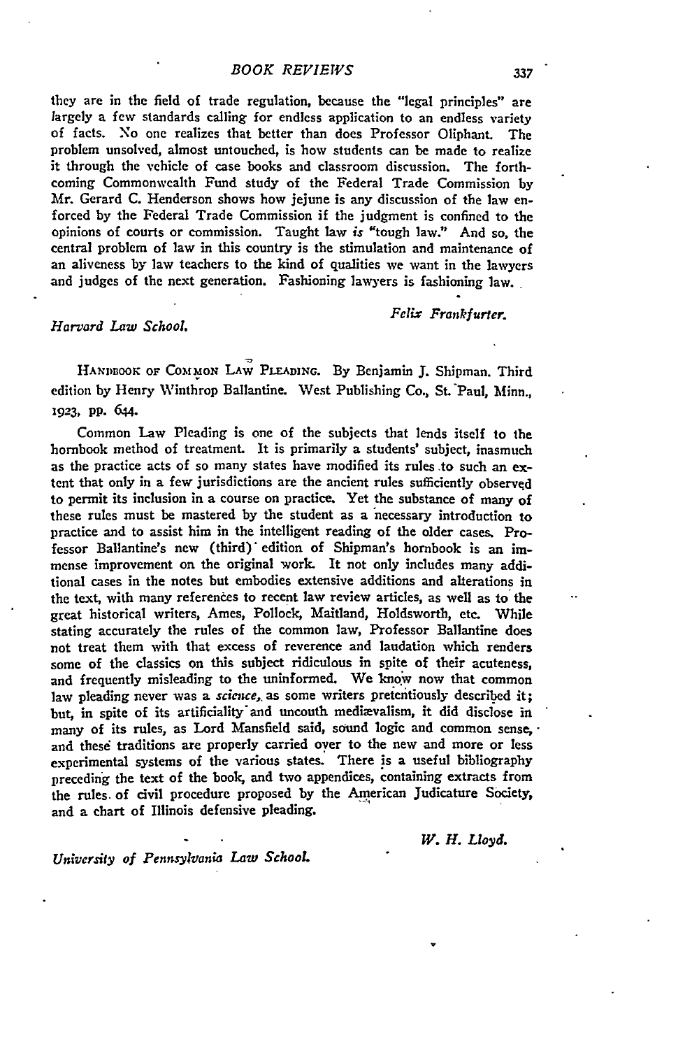they are in the field of trade regulation, because the "legal principles" are largely a few standards calling for endless application to an endless variety of facts. No one realizes that better than does Professor Oliphant. The problem unsolved, almost untouched, is how students can be made to realize it through the vehicle of case books and classroom discussion. The forthcoming Commonwealth Fund study of the Federal Trade Commission by Mr. Gerard C. Henderson shows how jejune is any discussion of the law enforced by the Federal Trade Commission if the judgment is confined to the opinions of courts or commission. Taught law *is* "tough law." And so, the central problem of law in this country is the stimulation and maintenance of an aliveness by law teachers to the kind of qualities we want in the lawyers and judges of the next generation. Fashioning lawyers is fashioning law.

*Felix Frankfurter.*

*Harvard Law School.*

HANDBOOK OF COMMON LAW PLEADING. By Benjamin J. Shipman. Third edition by Henry Winthrop Ballantine. West Publishing Co., St. Paul, Minn., 1923, pp. 644.

Common Law Pleading is one of the subjects that lends itself to the hornbook method of treatment. It is primarily a students' subject, inasmuch as the practice acts of so many states have modified its rules to such an extent that only in a few jurisdictions are the ancient rules sufficiently observed to permit its inclusion in a course on practice. Yet the substance of many of these rules must be mastered by the student as a necessary introduction to practice and to assist him in the intelligent reading of the older cases. Professor Ballantine's new (third) edition of Shipman's hornbook is an immense improvement on the original work. It not only includes many additional cases in the notes but embodies extensive additions and alterations in the text, with many references to recent law review articles, as well as to the great historical writers, Ames, Pollock, Maitland, Holdsworth, etc. While stating accurately the rules of the common law, Professor Ballantine does not treat them with that excess of reverence and laudation which renders some of the classics on this subject ridiculous in spite of their acuteness, and frequently misleading to the uninformed. We know now that common law pleading never was a *science*, as some writers pretentiously described it; but, in spite of its artificiality and uncouth mediævalism, it did disclose in many of its rules, as Lord Mansfield said, sound logic and common sense, and these traditions are properly carried over to the new and more or less experimental systems of the various states. There is a useful bibliography preceding the text of the book, and two appendices, containing extracts from the rules of civil procedure proposed by the American Judicature Society, and a chart of Illinois defensive pleading.

*W. H. Lloyd.*

*University of Pennsylvania Law School.*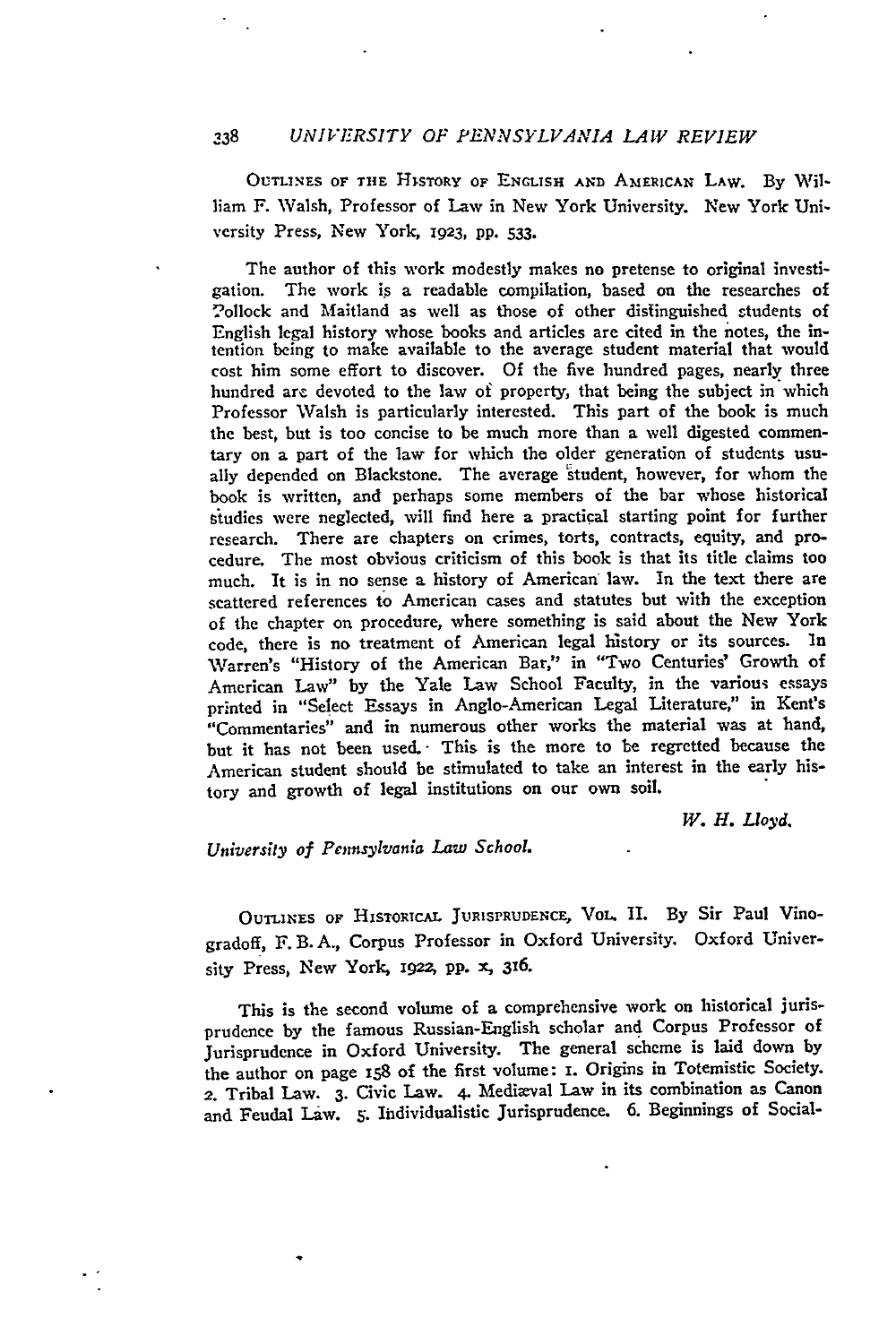OUTLINES OF THE HISTORY OF ENGLISH AND AMERICAN LAW. By William F. Walsh, Professor of Law in New York University. New York University Press, New York, 1923, pp. 533.

The author of this work modestly makes no pretense to original investigation. The work is a readable compilation, based on the researches of Pollock and Maitland as well as those of other distinguished students of English legal history whose books and articles are cited in the notes, the intention being to make available to the average student material that would cost him some effort to discover. Of the five hundred pages, nearly three hundred are devoted to the law of property, that being the subject in which Professor Walsh is particularly interested. This part of the book is much the best, but is too concise to be much more than a well digested commentary on a part of the law for which the older generation of students usually depended on Blackstone. The average student, however, for whom the book is written, and perhaps some members of the bar whose historical studies were neglected, will find here a practical starting point for further research. There are chapters on crimes, torts, contracts, equity, and procedure. The most obvious criticism of this book is that its title claims too much. It is in no sense a history of American law. In the text there are scattered references to American cases and statutes but with the exception of the chapter on procedure, where something is said about the New York code, there is no treatment of American legal history or its sources. In Warren's "History of the American Bar," in "Two Centuries' Growth of American Law" by the Yale Law School Faculty, in the various essays printed in "Select Essays in Anglo-American Legal Literature," in Kent's "Commentaries" and in numerous other works the material was at hand, but it has not been used. This is the more to be regretted because the American student should be stimulated to take an interest in the early history and growth of legal institutions on our own soil.

*W. H. Lloyd.*

*University of Pennsylvania Law School.*

OUTLINES OF HISTORICAL JURISPRUDENCE, VOL. II. By Sir Paul Vinogradoff, F. B. A., Corpus Professor in Oxford University. Oxford University Press, New York, 1922, pp. x, 316.

This is the second volume of a comprehensive work on historical jurisprudence by the famous Russian-English scholar and Corpus Professor of Jurisprudence in Oxford University. The general scheme is laid down by the author on page 158 of the first volume: 1. Origins in Totemistic Society. 2. Tribal Law. 3. Civic Law. 4. Mediæval Law in its combination as Canon and Feudal Law. 5. Individualistic Jurisprudence. 6. Beginnings of Social-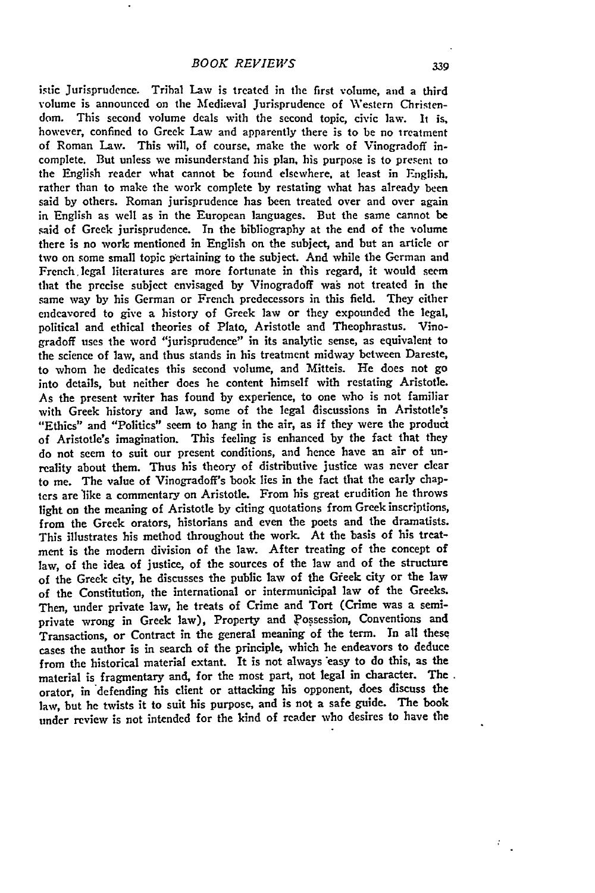istic Jurisprudence. Tribal Law is treated in the first volume, and a third volume is announced on the Mediæval Jurisprudence of Western Christendom. This second volume deals with the second topic, civic law. It is, however, confined to Greek Law and apparently there is to be no treatment of Roman Law. This will, of course, make the work of Vinogradoff incomplete. But unless we misunderstand his plan, his purpose is to present to the English reader what cannot be found elsewhere, at least in English, rather than to make the work complete by restating what has already been said by others. Roman jurisprudence has been treated over and over again in English as well as in the European languages. But the same cannot be said of Greek jurisprudence. In the bibliography at the end of the volume there is no work mentioned in English on the subject, and but an article or two on some small topic pertaining to the subject. And while the German and French legal literatures are more fortunate in this regard, it would seem that the precise subject envisaged by Vinogradoff was not treated in the same way by his German or French predecessors in this field. They either endeavored to give a history of Greek law or they expounded the legal, political and ethical theories of Plato, Aristotle and Theophrastus. Vinogradoff uses the word "jurisprudence" in its analytic sense, as equivalent to the science of law, and thus stands in his treatment midway between Dareste, to whom he dedicates this second volume, and Mitteis. He does not go into details, but neither does he content himself with restating Aristotle. As the present writer has found by experience, to one who is not familiar with Greek history and law, some of the legal discussions in Aristotle's "Ethics" and "Politics" seem to hang in the air, as if they were the product of Aristotle's imagination. This feeling is enhanced by the fact that they do not seem to suit our present conditions, and hence have an air of unreality about them. Thus his theory of distributive justice was never clear to me. The value of Vinogradoff's book lies in the fact that the early chapters are like a commentary on Aristotle. From his great erudition he throws light on the meaning of Aristotle by citing quotations from Greek inscriptions, from the Greek orators, historians and even the poets and the dramatists. This illustrates his method throughout the work. At the basis of his treatment is the modern division of the law. After treating of the concept of law, of the idea of justice, of the sources of the law and of the structure of the Greek city, he discusses the public law of the Greek city or the law of the Constitution, the international or intermunicipal law of the Greeks. Then, under private law, he treats of Crime and Tort (Crime was a semi-private wrong in Greek law), Property and Possession, Conventions and Transactions, or Contract in the general meaning of the term. In all these cases the author is in search of the principle, which he endeavors to deduce from the historical material extant. It is not always easy to do this, as the material is fragmentary and, for the most part, not legal in character. The orator, in defending his client or attacking his opponent, does discuss the law, but he twists it to suit his purpose, and is not a safe guide. The book under review is not intended for the kind of reader who desires to have the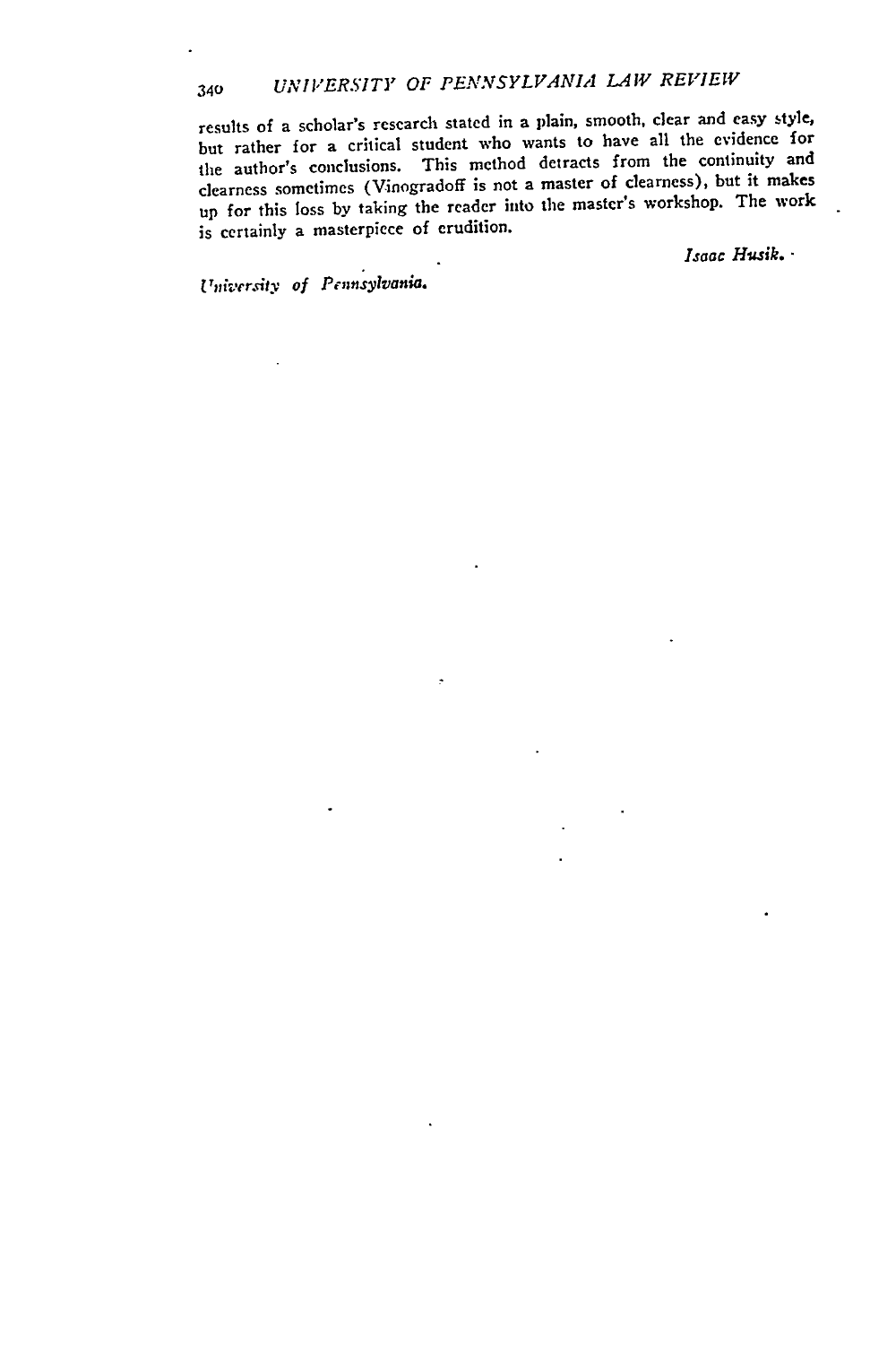results of a scholar's research stated in a plain, smooth, clear and easy style, but rather for a critical student who wants to have all the evidence for the author's conclusions. This method detracts from the continuity and clearness sometimes (Vinogradoff is not a master of clearness), but it makes up for this loss by taking the reader into the master's workshop. The work is certainly a masterpiece of erudition.

*Isaac Husik.*

*University of Pennsylvania.*